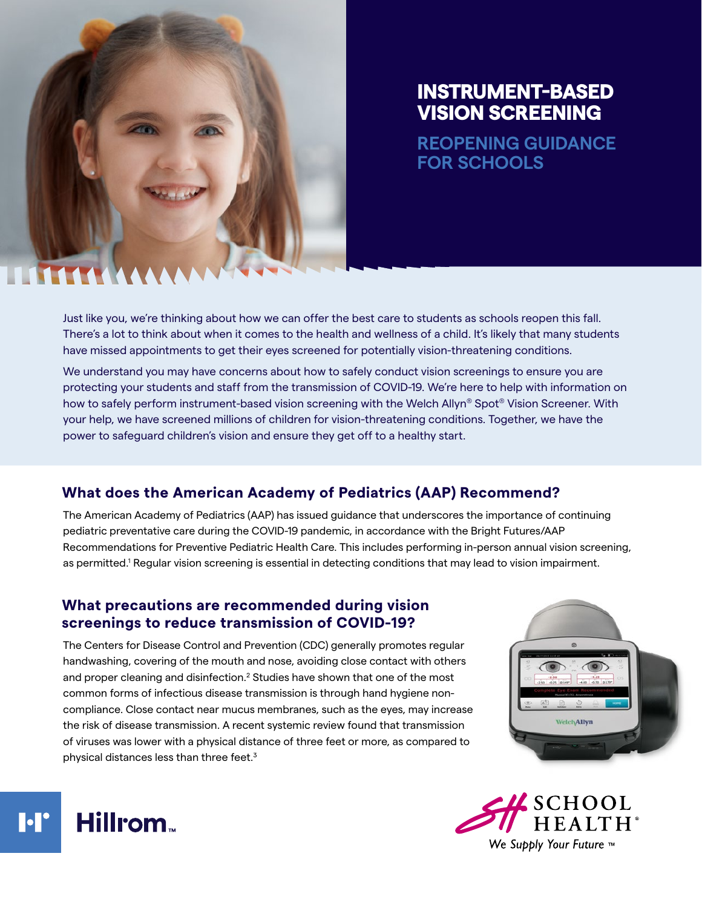# INSTRUMENT-BASED VISION SCREENING

## REOPENING GUIDANCE FOR SCHOOLS

Just like you, we're thinking about how we can offer the best care to students as schools reopen this fall. There's a lot to think about when it comes to the health and wellness of a child. It's likely that many students have missed appointments to get their eyes screened for potentially vision-threatening conditions.

We understand you may have concerns about how to safely conduct vision screenings to ensure you are protecting your students and staff from the transmission of COVID-19. We're here to help with information on how to safely perform instrument-based vision screening with the Welch Allyn® Spot® Vision Screener. With your help, we have screened millions of children for vision-threatening conditions. Together, we have the power to safeguard children's vision and ensure they get off to a healthy start.

## What does the American Academy of Pediatrics (AAP) Recommend?

The American Academy of Pediatrics (AAP) has issued guidance that underscores the importance of continuing pediatric preventative care during the COVID-19 pandemic, in accordance with the Bright Futures/AAP Recommendations for Preventive Pediatric Health Care. This includes performing in-person annual vision screening, as permitted.[1] Regular vision screening is essential in detecting conditions that may lead to vision impairment.

## What precautions are recommended during vision screenings to reduce transmission of COVID-19?

The Centers for Disease Control and Prevention (CDC) generally promotes regular handwashing, covering of the mouth and nose, avoiding close contact with others and proper cleaning and disinfection.[2] Studies have shown that one of the most common forms of infectious disease transmission is through hand hygiene non-compliance. Close contact near mucus membranes, such as the eyes, may increase the risk of disease transmission. A recent systemic review found that transmission of viruses was lower with a physical distance of three feet or more, as compared to physical distances less than three feet.[3]

Hillrom™

SCHOOL HEALTH®
We Supply Your Future™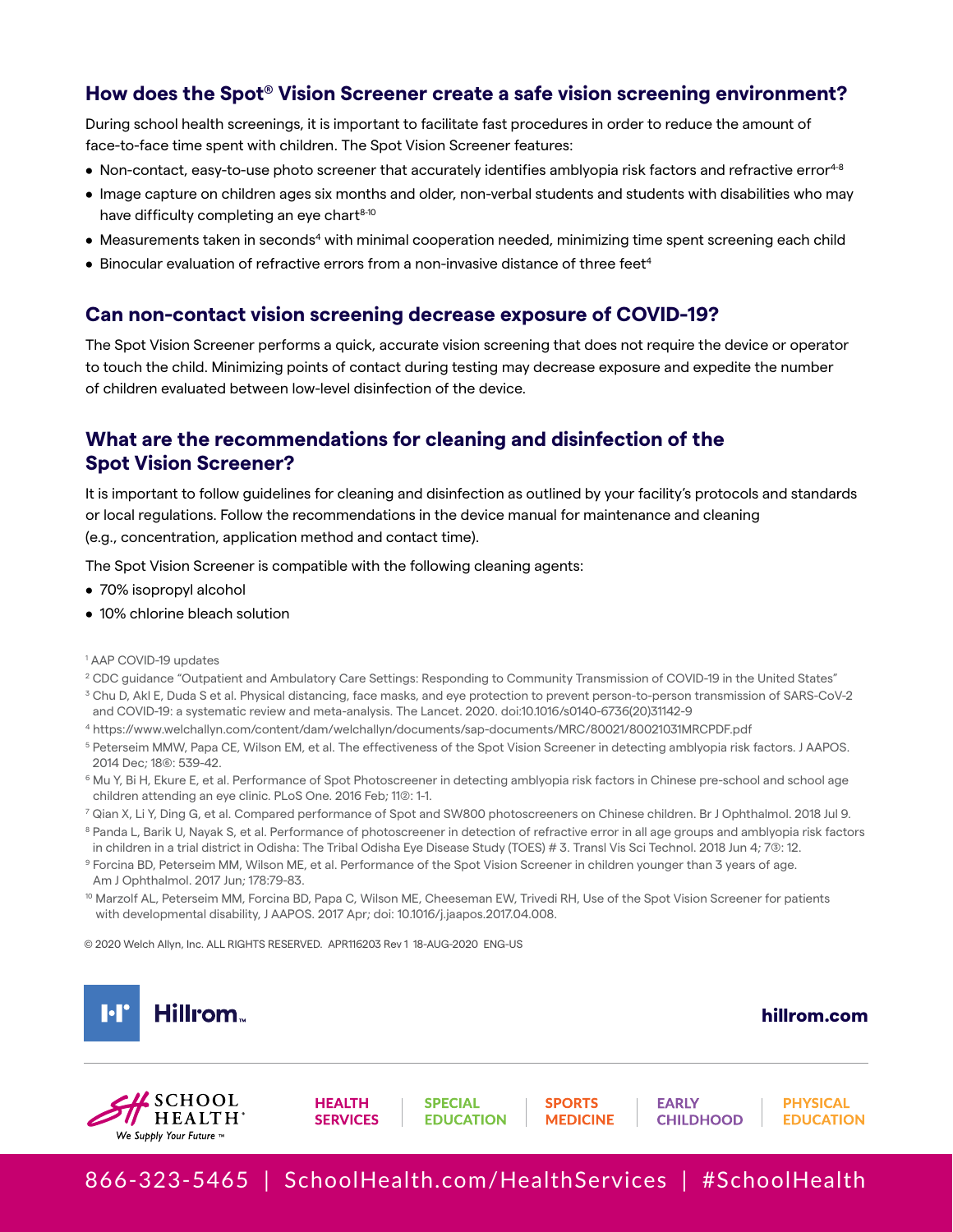## How does the Spot® Vision Screener create a safe vision screening environment?

During school health screenings, it is important to facilitate fast procedures in order to reduce the amount of face-to-face time spent with children. The Spot Vision Screener features:

- Non-contact, easy-to-use photo screener that accurately identifies amblyopia risk factors and refractive error[4-8]
- Image capture on children ages six months and older, non-verbal students and students with disabilities who may have difficulty completing an eye chart[8-10]
- Measurements taken in seconds[4] with minimal cooperation needed, minimizing time spent screening each child
- Binocular evaluation of refractive errors from a non-invasive distance of three feet[4]

## Can non-contact vision screening decrease exposure of COVID-19?

The Spot Vision Screener performs a quick, accurate vision screening that does not require the device or operator to touch the child. Minimizing points of contact during testing may decrease exposure and expedite the number of children evaluated between low-level disinfection of the device.

## What are the recommendations for cleaning and disinfection of the Spot Vision Screener?

It is important to follow guidelines for cleaning and disinfection as outlined by your facility's protocols and standards or local regulations. Follow the recommendations in the device manual for maintenance and cleaning (e.g., concentration, application method and contact time).

The Spot Vision Screener is compatible with the following cleaning agents:

- 70% isopropyl alcohol
- 10% chlorine bleach solution

[1] AAP COVID-19 updates

[2] CDC guidance "Outpatient and Ambulatory Care Settings: Responding to Community Transmission of COVID-19 in the United States"

[3] Chu D, Akl E, Duda S et al. Physical distancing, face masks, and eye protection to prevent person-to-person transmission of SARS-CoV-2 and COVID-19: a systematic review and meta-analysis. The Lancet. 2020. doi:10.1016/s0140-6736(20)31142-9

[4] https://www.welchallyn.com/content/dam/welchallyn/documents/sap-documents/MRC/80021/80021031MRCPDF.pdf

[5] Peterseim MMW, Papa CE, Wilson EM, et al. The effectiveness of the Spot Vision Screener in detecting amblyopia risk factors. J AAPOS. 2014 Dec; 18⑥: 539-42.

[6] Mu Y, Bi H, Ekure E, et al. Performance of Spot Photoscreener in detecting amblyopia risk factors in Chinese pre-school and school age children attending an eye clinic. PLoS One. 2016 Feb; 11②: 1-1.

[7] Qian X, Li Y, Ding G, et al. Compared performance of Spot and SW800 photoscreeners on Chinese children. Br J Ophthalmol. 2018 Jul 9.

[8] Panda L, Barik U, Nayak S, et al. Performance of photoscreener in detection of refractive error in all age groups and amblyopia risk factors in children in a trial district in Odisha: The Tribal Odisha Eye Disease Study (TOES) # 3. Transl Vis Sci Technol. 2018 Jun 4; 7③: 12.

[9] Forcina BD, Peterseim MM, Wilson ME, et al. Performance of the Spot Vision Screener in children younger than 3 years of age. Am J Ophthalmol. 2017 Jun; 178:79-83.

[10] Marzolf AL, Peterseim MM, Forcina BD, Papa C, Wilson ME, Cheeseman EW, Trivedi RH, Use of the Spot Vision Screener for patients with developmental disability, J AAPOS. 2017 Apr; doi: 10.1016/j.jaapos.2017.04.008.

© 2020 Welch Allyn, Inc. ALL RIGHTS RESERVED. APR116203 Rev 1 18-AUG-2020 ENG-US

Hillrom™

hillrom.com

SCHOOL HEALTH® We Supply Your Future™

HEALTH SERVICES | SPECIAL EDUCATION | SPORTS MEDICINE | EARLY CHILDHOOD | PHYSICAL EDUCATION

866-323-5465 | SchoolHealth.com/HealthServices | #SchoolHealth